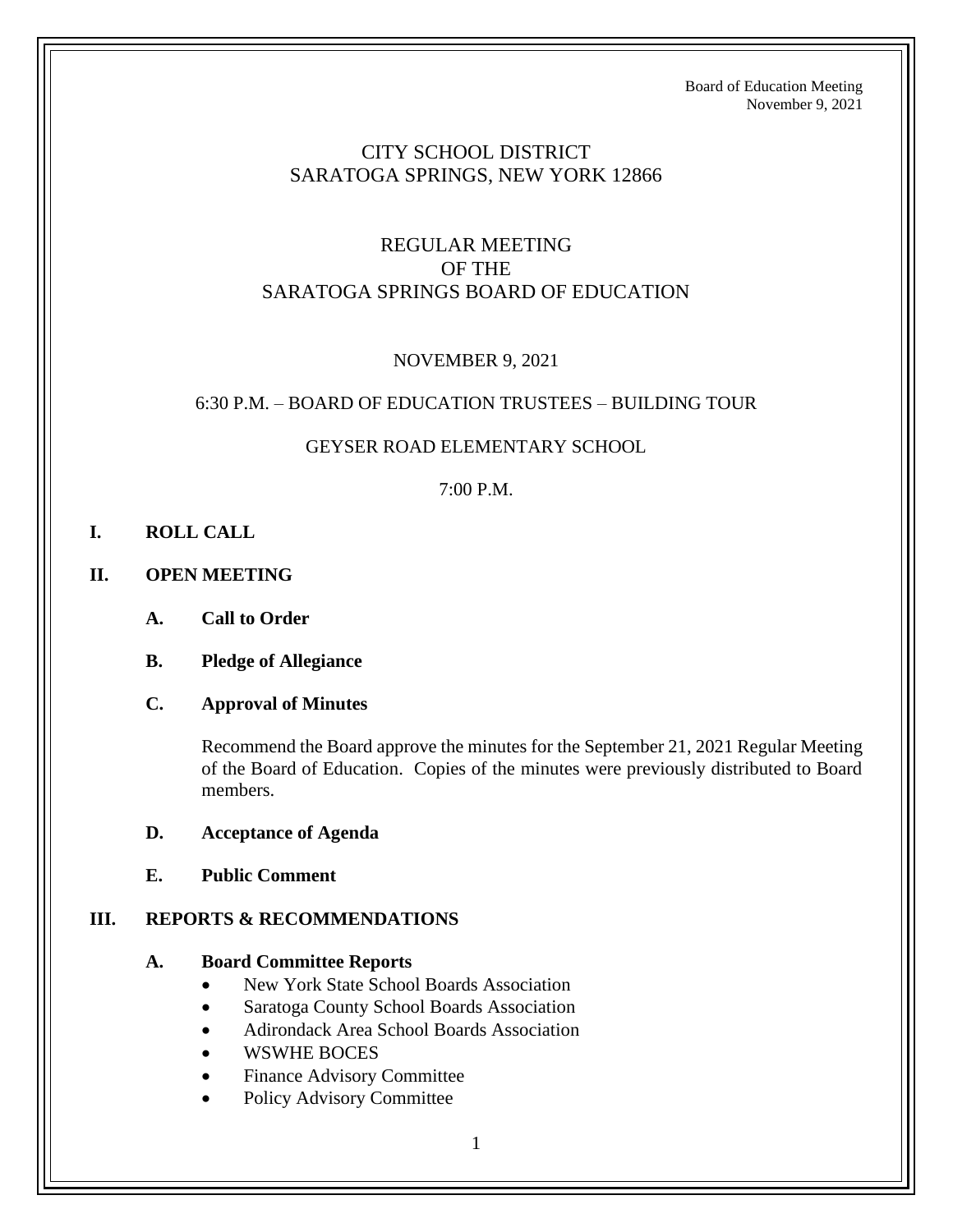Board of Education Meeting
November 9, 2021

# CITY SCHOOL DISTRICT
# SARATOGA SPRINGS, NEW YORK 12866

## REGULAR MEETING OF THE SARATOGA SPRINGS BOARD OF EDUCATION

NOVEMBER 9, 2021

6:30 P.M. – BOARD OF EDUCATION TRUSTEES – BUILDING TOUR

GEYSER ROAD ELEMENTARY SCHOOL

7:00 P.M.

**I. ROLL CALL**

**II. OPEN MEETING**

**A. Call to Order**

**B. Pledge of Allegiance**

**C. Approval of Minutes**

Recommend the Board approve the minutes for the September 21, 2021 Regular Meeting of the Board of Education. Copies of the minutes were previously distributed to Board members.

**D. Acceptance of Agenda**

**E. Public Comment**

**III. REPORTS & RECOMMENDATIONS**

**A. Board Committee Reports**

- New York State School Boards Association
- Saratoga County School Boards Association
- Adirondack Area School Boards Association
- WSWHE BOCES
- Finance Advisory Committee
- Policy Advisory Committee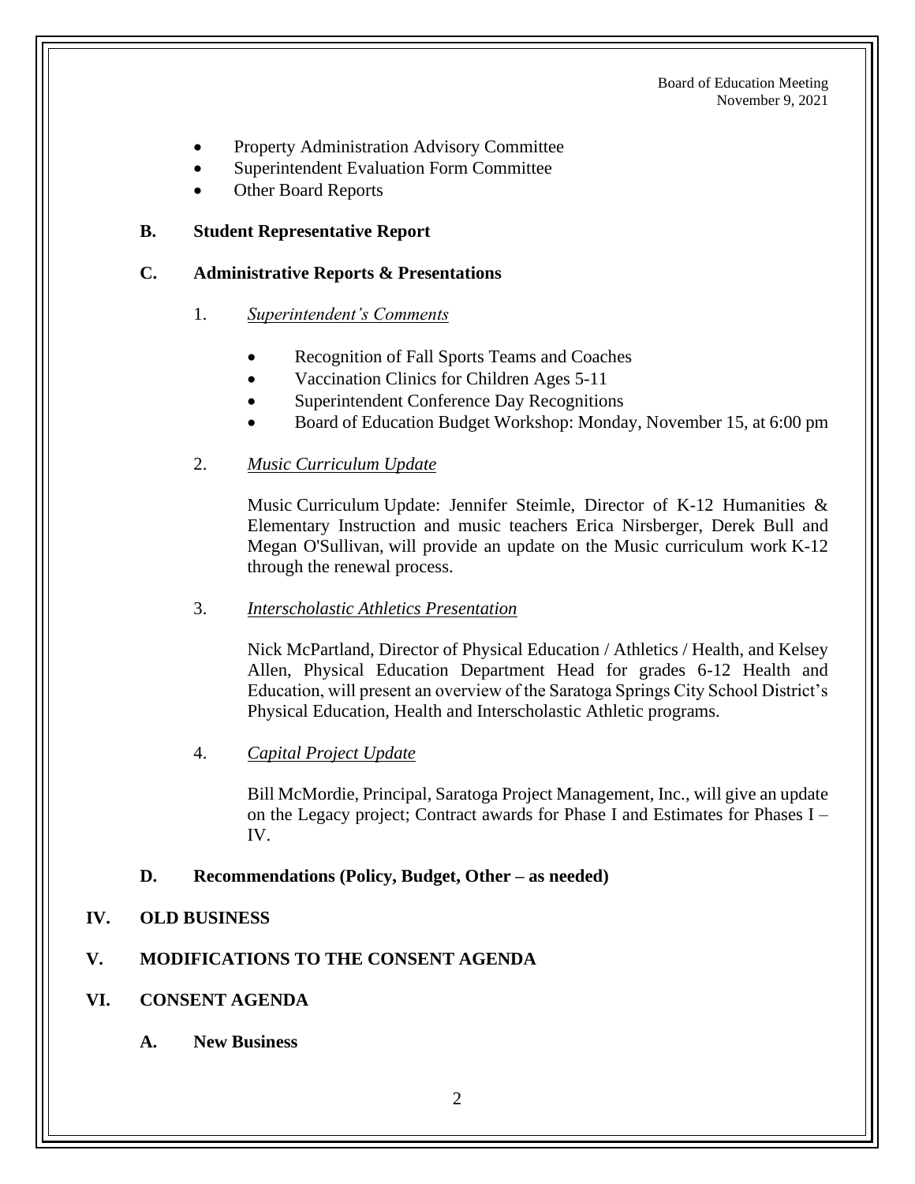- Property Administration Advisory Committee
- Superintendent Evaluation Form Committee
- Other Board Reports

**B. Student Representative Report**

**C. Administrative Reports & Presentations**

1. *Superintendent's Comments*

   - Recognition of Fall Sports Teams and Coaches
   - Vaccination Clinics for Children Ages 5-11
   - Superintendent Conference Day Recognitions
   - Board of Education Budget Workshop: Monday, November 15, at 6:00 pm

2. *Music Curriculum Update*

   Music Curriculum Update: Jennifer Steimle, Director of K-12 Humanities & Elementary Instruction and music teachers Erica Nirsberger, Derek Bull and Megan O'Sullivan, will provide an update on the Music curriculum work K-12 through the renewal process.

3. *Interscholastic Athletics Presentation*

   Nick McPartland, Director of Physical Education / Athletics / Health, and Kelsey Allen, Physical Education Department Head for grades 6-12 Health and Education, will present an overview of the Saratoga Springs City School District's Physical Education, Health and Interscholastic Athletic programs.

4. *Capital Project Update*

   Bill McMordie, Principal, Saratoga Project Management, Inc., will give an update on the Legacy project; Contract awards for Phase I and Estimates for Phases I – IV.

**D. Recommendations (Policy, Budget, Other – as needed)**

**IV. OLD BUSINESS**

**V. MODIFICATIONS TO THE CONSENT AGENDA**

**VI. CONSENT AGENDA**

**A. New Business**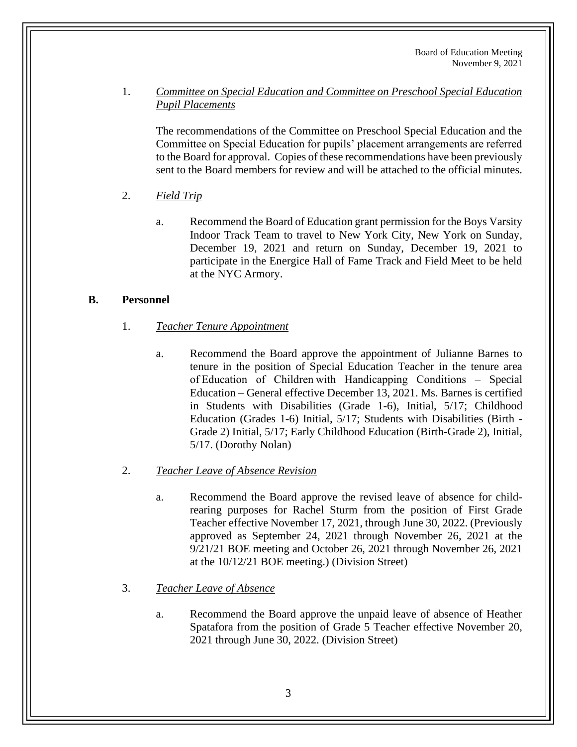1. *Committee on Special Education and Committee on Preschool Special Education Pupil Placements*

   The recommendations of the Committee on Preschool Special Education and the Committee on Special Education for pupils' placement arrangements are referred to the Board for approval. Copies of these recommendations have been previously sent to the Board members for review and will be attached to the official minutes.

2. *Field Trip*

   a. Recommend the Board of Education grant permission for the Boys Varsity Indoor Track Team to travel to New York City, New York on Sunday, December 19, 2021 and return on Sunday, December 19, 2021 to participate in the Energice Hall of Fame Track and Field Meet to be held at the NYC Armory.

**B. Personnel**

1. *Teacher Tenure Appointment*

   a. Recommend the Board approve the appointment of Julianne Barnes to tenure in the position of Special Education Teacher in the tenure area of Education of Children with Handicapping Conditions – Special Education – General effective December 13, 2021. Ms. Barnes is certified in Students with Disabilities (Grade 1-6), Initial, 5/17; Childhood Education (Grades 1-6) Initial, 5/17; Students with Disabilities (Birth - Grade 2) Initial, 5/17; Early Childhood Education (Birth-Grade 2), Initial, 5/17. (Dorothy Nolan)

2. *Teacher Leave of Absence Revision*

   a. Recommend the Board approve the revised leave of absence for child-rearing purposes for Rachel Sturm from the position of First Grade Teacher effective November 17, 2021, through June 30, 2022. (Previously approved as September 24, 2021 through November 26, 2021 at the 9/21/21 BOE meeting and October 26, 2021 through November 26, 2021 at the 10/12/21 BOE meeting.) (Division Street)

3. *Teacher Leave of Absence*

   a. Recommend the Board approve the unpaid leave of absence of Heather Spatafora from the position of Grade 5 Teacher effective November 20, 2021 through June 30, 2022. (Division Street)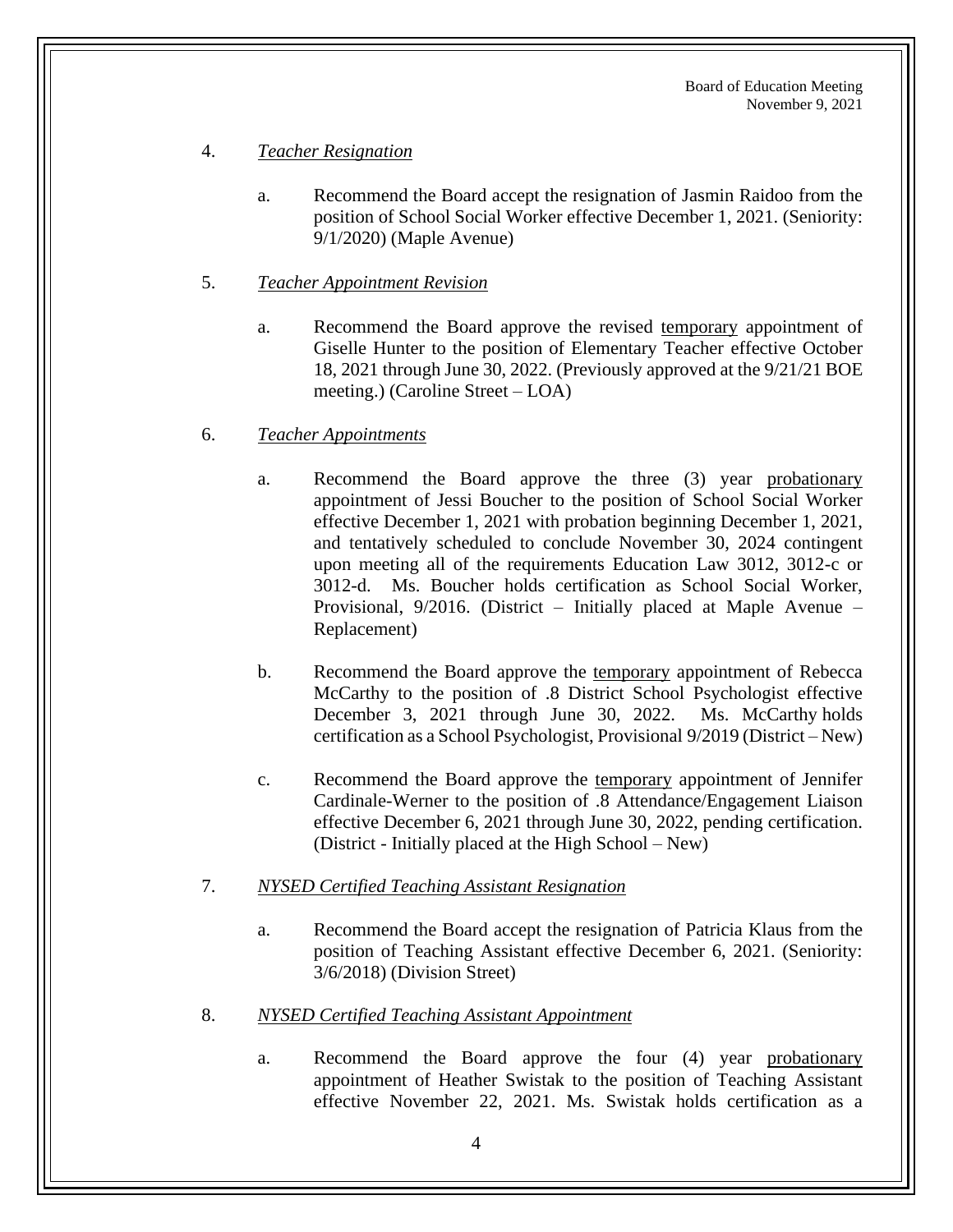4. *Teacher Resignation*

   a. Recommend the Board accept the resignation of Jasmin Raidoo from the position of School Social Worker effective December 1, 2021. (Seniority: 9/1/2020) (Maple Avenue)

5. *Teacher Appointment Revision*

   a. Recommend the Board approve the revised temporary appointment of Giselle Hunter to the position of Elementary Teacher effective October 18, 2021 through June 30, 2022. (Previously approved at the 9/21/21 BOE meeting.) (Caroline Street – LOA)

6. *Teacher Appointments*

   a. Recommend the Board approve the three (3) year probationary appointment of Jessi Boucher to the position of School Social Worker effective December 1, 2021 with probation beginning December 1, 2021, and tentatively scheduled to conclude November 30, 2024 contingent upon meeting all of the requirements Education Law 3012, 3012-c or 3012-d. Ms. Boucher holds certification as School Social Worker, Provisional, 9/2016. (District – Initially placed at Maple Avenue – Replacement)

   b. Recommend the Board approve the temporary appointment of Rebecca McCarthy to the position of .8 District School Psychologist effective December 3, 2021 through June 30, 2022. Ms. McCarthy holds certification as a School Psychologist, Provisional 9/2019 (District – New)

   c. Recommend the Board approve the temporary appointment of Jennifer Cardinale-Werner to the position of .8 Attendance/Engagement Liaison effective December 6, 2021 through June 30, 2022, pending certification. (District - Initially placed at the High School – New)

7. *NYSED Certified Teaching Assistant Resignation*

   a. Recommend the Board accept the resignation of Patricia Klaus from the position of Teaching Assistant effective December 6, 2021. (Seniority: 3/6/2018) (Division Street)

8. *NYSED Certified Teaching Assistant Appointment*

   a. Recommend the Board approve the four (4) year probationary appointment of Heather Swistak to the position of Teaching Assistant effective November 22, 2021. Ms. Swistak holds certification as a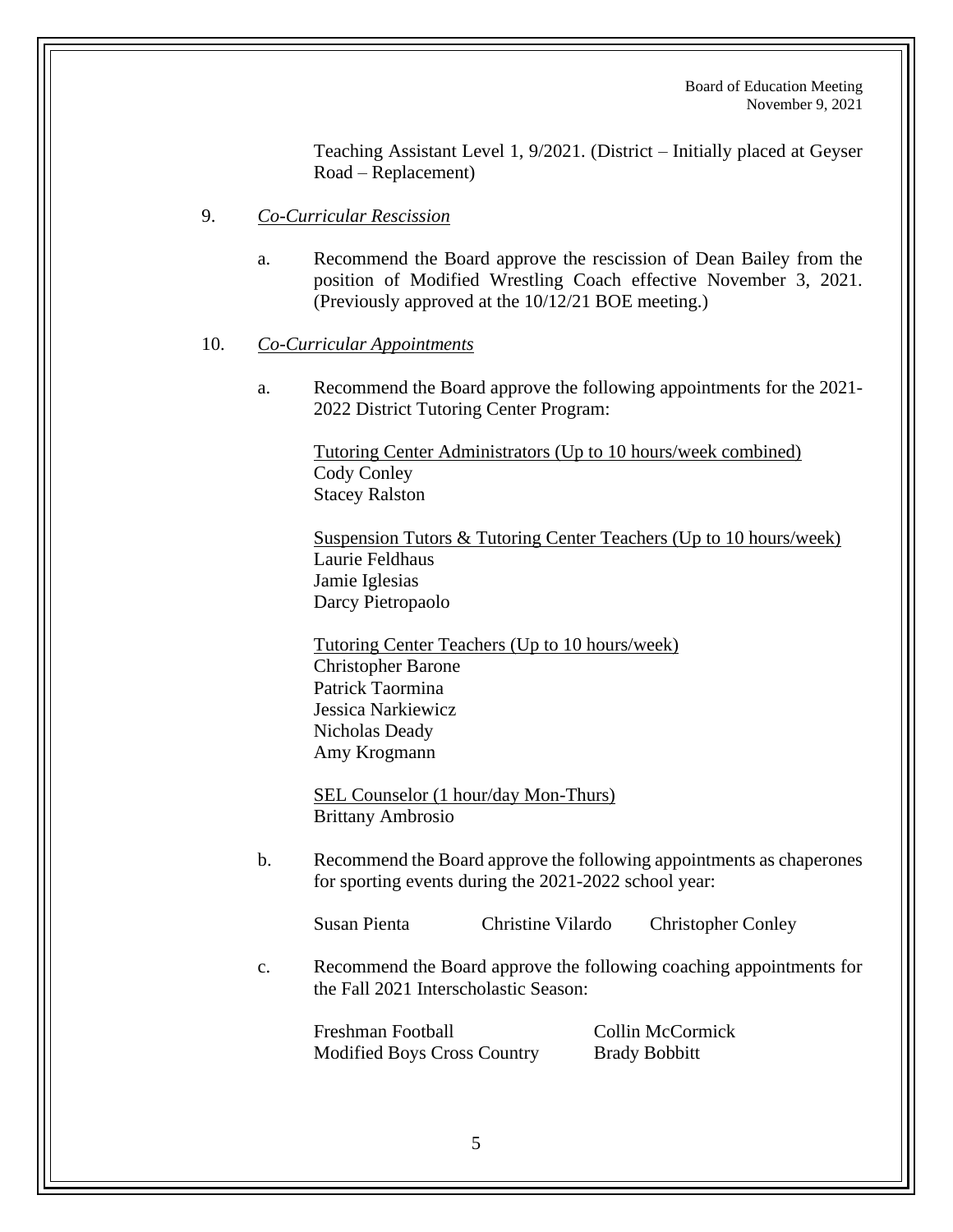Teaching Assistant Level 1, 9/2021. (District – Initially placed at Geyser Road – Replacement)

9. *Co-Curricular Rescission*

   a. Recommend the Board approve the rescission of Dean Bailey from the position of Modified Wrestling Coach effective November 3, 2021. (Previously approved at the 10/12/21 BOE meeting.)

10. *Co-Curricular Appointments*

    a. Recommend the Board approve the following appointments for the 2021-2022 District Tutoring Center Program:

       Tutoring Center Administrators (Up to 10 hours/week combined)
       Cody Conley
       Stacey Ralston

       Suspension Tutors & Tutoring Center Teachers (Up to 10 hours/week)
       Laurie Feldhaus
       Jamie Iglesias
       Darcy Pietropaolo

       Tutoring Center Teachers (Up to 10 hours/week)
       Christopher Barone
       Patrick Taormina
       Jessica Narkiewicz
       Nicholas Deady
       Amy Krogmann

       SEL Counselor (1 hour/day Mon-Thurs)
       Brittany Ambrosio

    b. Recommend the Board approve the following appointments as chaperones for sporting events during the 2021-2022 school year:

       Susan Pienta    Christine Vilardo    Christopher Conley

    c. Recommend the Board approve the following coaching appointments for the Fall 2021 Interscholastic Season:

       Freshman Football    Collin McCormick
       Modified Boys Cross Country    Brady Bobbitt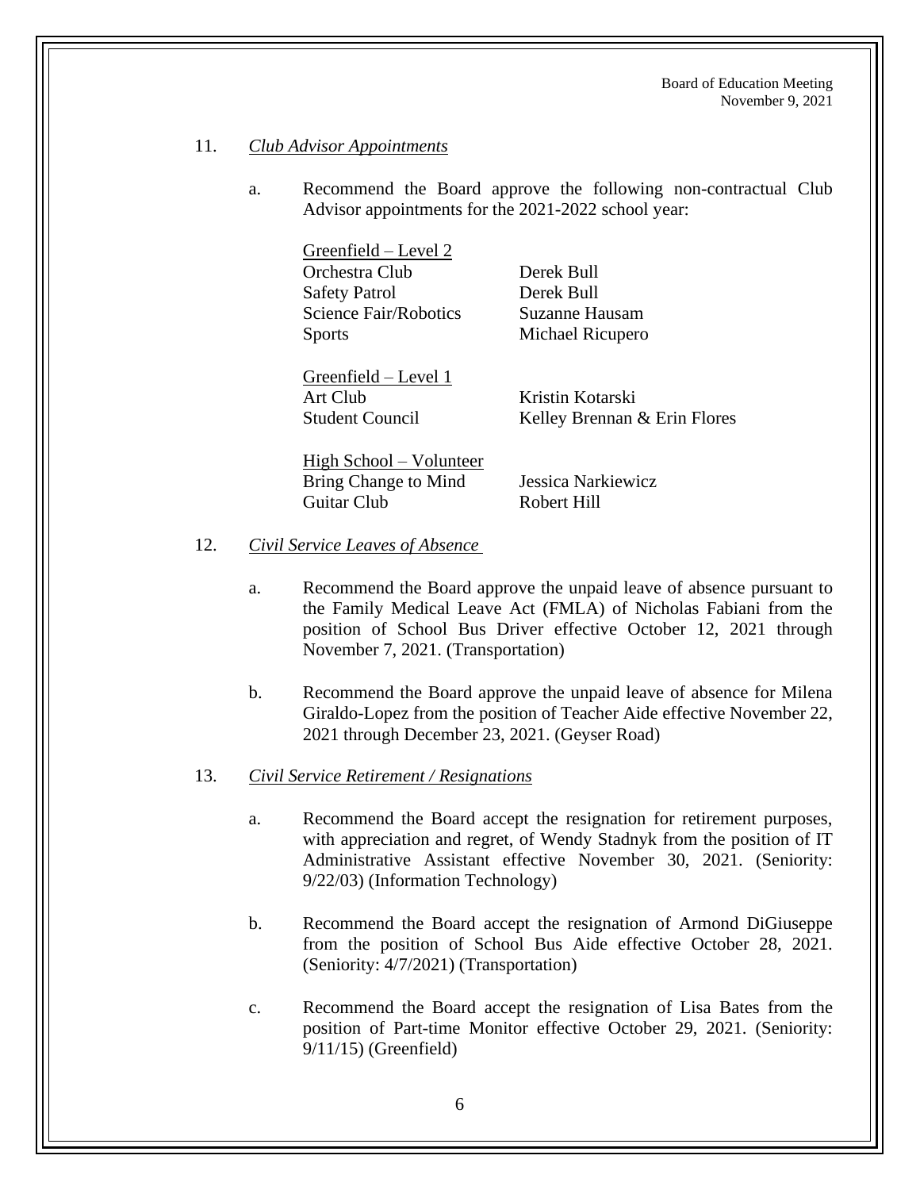11. *Club Advisor Appointments*

    a. Recommend the Board approve the following non-contractual Club Advisor appointments for the 2021-2022 school year:

| Greenfield – Level 2 | |
|---|---|
| Orchestra Club | Derek Bull |
| Safety Patrol | Derek Bull |
| Science Fair/Robotics | Suzanne Hausam |
| Sports | Michael Ricupero |

| Greenfield – Level 1 | |
|---|---|
| Art Club | Kristin Kotarski |
| Student Council | Kelley Brennan & Erin Flores |

| High School – Volunteer | |
|---|---|
| Bring Change to Mind | Jessica Narkiewicz |
| Guitar Club | Robert Hill |

12. *Civil Service Leaves of Absence*

    a. Recommend the Board approve the unpaid leave of absence pursuant to the Family Medical Leave Act (FMLA) of Nicholas Fabiani from the position of School Bus Driver effective October 12, 2021 through November 7, 2021. (Transportation)

    b. Recommend the Board approve the unpaid leave of absence for Milena Giraldo-Lopez from the position of Teacher Aide effective November 22, 2021 through December 23, 2021. (Geyser Road)

13. *Civil Service Retirement / Resignations*

    a. Recommend the Board accept the resignation for retirement purposes, with appreciation and regret, of Wendy Stadnyk from the position of IT Administrative Assistant effective November 30, 2021. (Seniority: 9/22/03) (Information Technology)

    b. Recommend the Board accept the resignation of Armond DiGiuseppe from the position of School Bus Aide effective October 28, 2021. (Seniority: 4/7/2021) (Transportation)

    c. Recommend the Board accept the resignation of Lisa Bates from the position of Part-time Monitor effective October 29, 2021. (Seniority: 9/11/15) (Greenfield)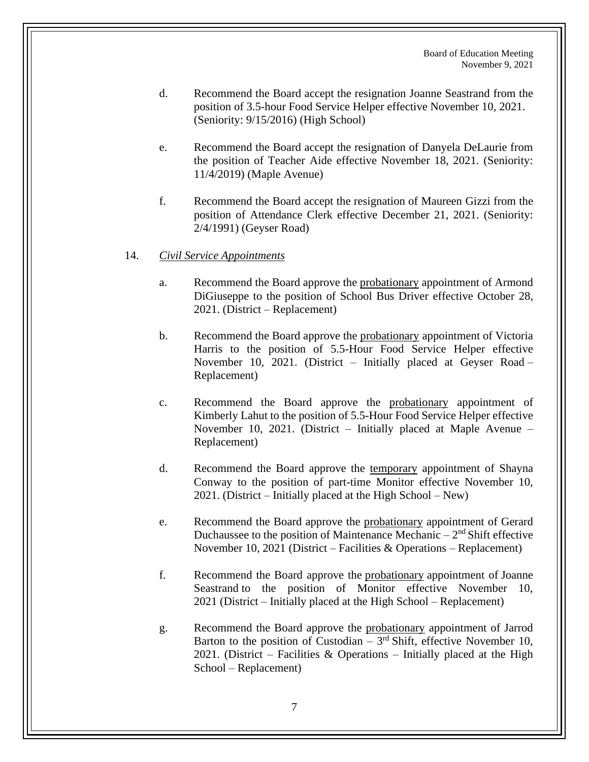d. Recommend the Board accept the resignation Joanne Seastrand from the position of 3.5-hour Food Service Helper effective November 10, 2021. (Seniority: 9/15/2016) (High School)

e. Recommend the Board accept the resignation of Danyela DeLaurie from the position of Teacher Aide effective November 18, 2021. (Seniority: 11/4/2019) (Maple Avenue)

f. Recommend the Board accept the resignation of Maureen Gizzi from the position of Attendance Clerk effective December 21, 2021. (Seniority: 2/4/1991) (Geyser Road)

14. *Civil Service Appointments*

a. Recommend the Board approve the probationary appointment of Armond DiGiuseppe to the position of School Bus Driver effective October 28, 2021. (District – Replacement)

b. Recommend the Board approve the probationary appointment of Victoria Harris to the position of 5.5-Hour Food Service Helper effective November 10, 2021. (District – Initially placed at Geyser Road – Replacement)

c. Recommend the Board approve the probationary appointment of Kimberly Lahut to the position of 5.5-Hour Food Service Helper effective November 10, 2021. (District – Initially placed at Maple Avenue – Replacement)

d. Recommend the Board approve the temporary appointment of Shayna Conway to the position of part-time Monitor effective November 10, 2021. (District – Initially placed at the High School – New)

e. Recommend the Board approve the probationary appointment of Gerard Duchaussee to the position of Maintenance Mechanic – 2nd Shift effective November 10, 2021 (District – Facilities & Operations – Replacement)

f. Recommend the Board approve the probationary appointment of Joanne Seastrand to the position of Monitor effective November 10, 2021 (District – Initially placed at the High School – Replacement)

g. Recommend the Board approve the probationary appointment of Jarrod Barton to the position of Custodian – 3rd Shift, effective November 10, 2021. (District – Facilities & Operations – Initially placed at the High School – Replacement)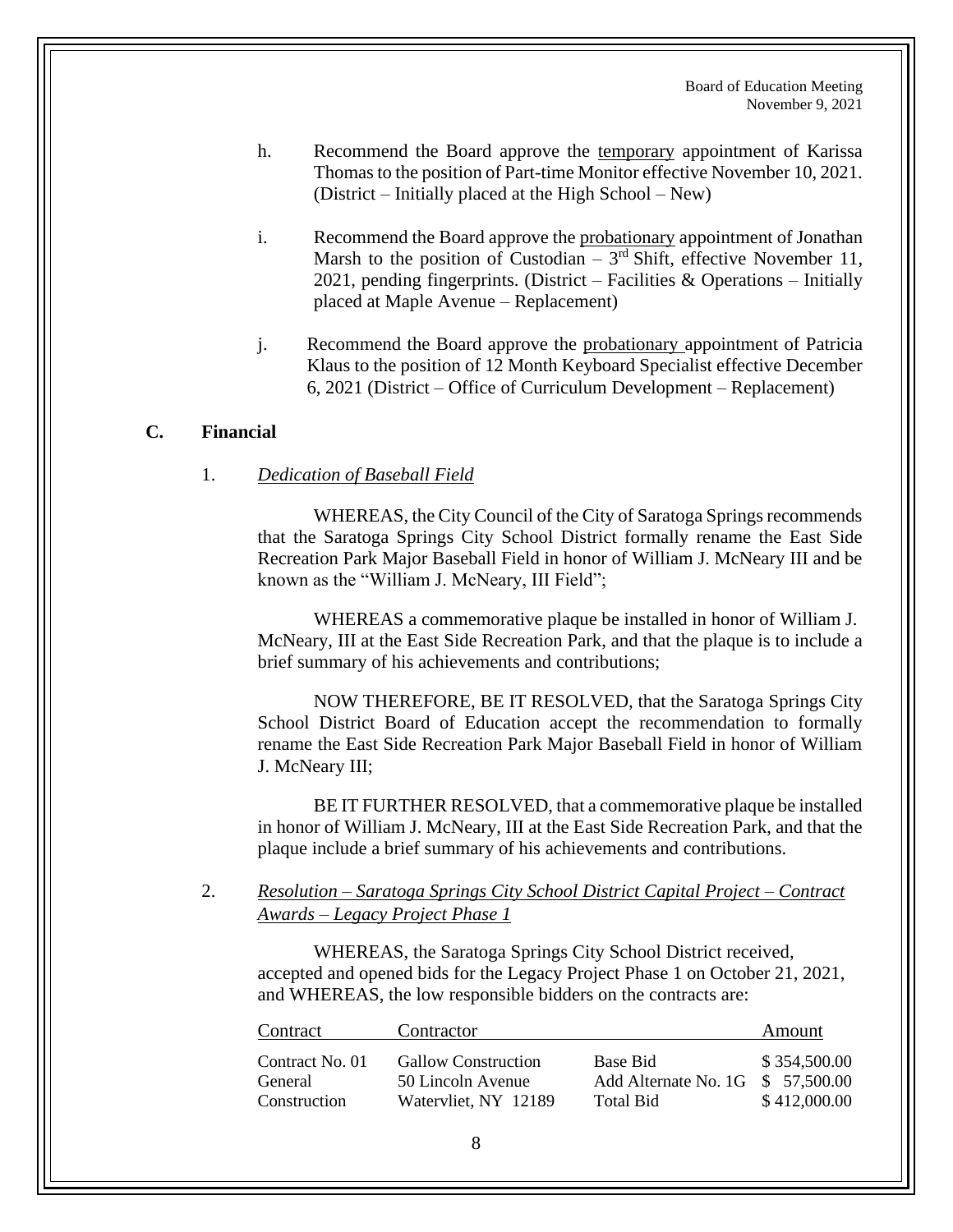h. Recommend the Board approve the <u>temporary</u> appointment of Karissa Thomas to the position of Part-time Monitor effective November 10, 2021. (District – Initially placed at the High School – New)

i. Recommend the Board approve the <u>probationary</u> appointment of Jonathan Marsh to the position of Custodian – 3rd Shift, effective November 11, 2021, pending fingerprints. (District – Facilities & Operations – Initially placed at Maple Avenue – Replacement)

j. Recommend the Board approve the <u>probationary</u> appointment of Patricia Klaus to the position of 12 Month Keyboard Specialist effective December 6, 2021 (District – Office of Curriculum Development – Replacement)

## C. Financial

1. <u>*Dedication of Baseball Field*</u>

WHEREAS, the City Council of the City of Saratoga Springs recommends that the Saratoga Springs City School District formally rename the East Side Recreation Park Major Baseball Field in honor of William J. McNeary III and be known as the "William J. McNeary, III Field";

WHEREAS a commemorative plaque be installed in honor of William J. McNeary, III at the East Side Recreation Park, and that the plaque is to include a brief summary of his achievements and contributions;

NOW THEREFORE, BE IT RESOLVED, that the Saratoga Springs City School District Board of Education accept the recommendation to formally rename the East Side Recreation Park Major Baseball Field in honor of William J. McNeary III;

BE IT FURTHER RESOLVED, that a commemorative plaque be installed in honor of William J. McNeary, III at the East Side Recreation Park, and that the plaque include a brief summary of his achievements and contributions.

2. <u>*Resolution – Saratoga Springs City School District Capital Project – Contract Awards – Legacy Project Phase 1*</u>

WHEREAS, the Saratoga Springs City School District received, accepted and opened bids for the Legacy Project Phase 1 on October 21, 2021, and WHEREAS, the low responsible bidders on the contracts are:

| Contract | Contractor | | Amount |
|---|---|---|---|
| Contract No. 01 | Gallow Construction | Base Bid | $ 354,500.00 |
| General | 50 Lincoln Avenue | Add Alternate No. 1G | $ 57,500.00 |
| Construction | Watervliet, NY 12189 | Total Bid | $ 412,000.00 |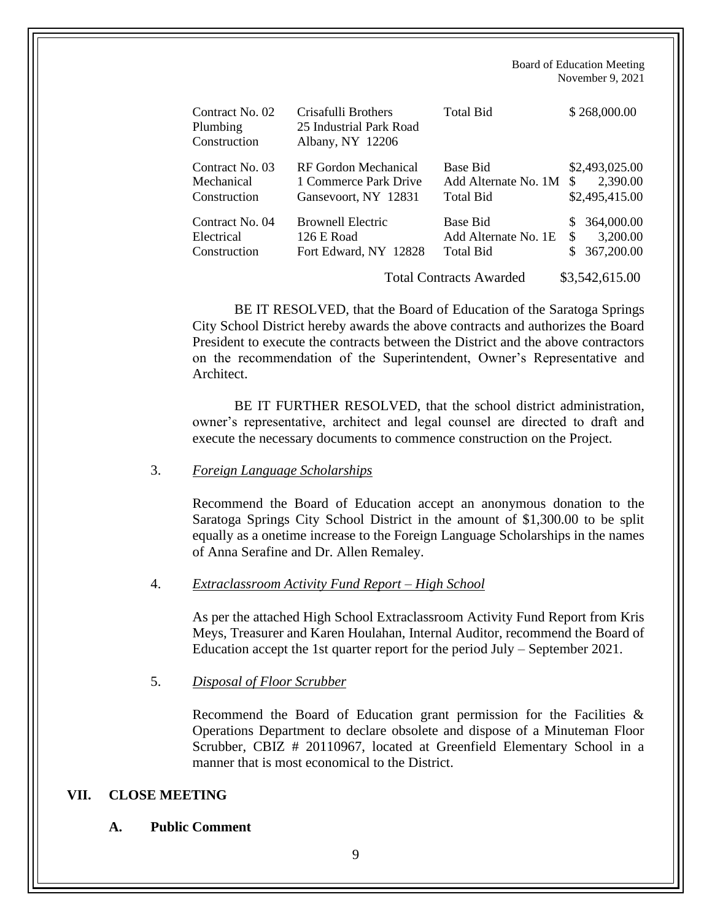| | | | |
|---|---|---|---|
| Contract No. 02 Plumbing Construction | Crisafulli Brothers 25 Industrial Park Road Albany, NY 12206 | Total Bid | $ 268,000.00 |
| Contract No. 03 Mechanical Construction | RF Gordon Mechanical 1 Commerce Park Drive Gansevoort, NY 12831 | Base Bid | $2,493,025.00 |
| | | Add Alternate No. 1M | $ 2,390.00 |
| | | Total Bid | $2,495,415.00 |
| Contract No. 04 Electrical Construction | Brownell Electric 126 E Road Fort Edward, NY 12828 | Base Bid | $ 364,000.00 |
| | | Add Alternate No. 1E | $ 3,200.00 |
| | | Total Bid | $ 367,200.00 |
| | | Total Contracts Awarded | $3,542,615.00 |

BE IT RESOLVED, that the Board of Education of the Saratoga Springs City School District hereby awards the above contracts and authorizes the Board President to execute the contracts between the District and the above contractors on the recommendation of the Superintendent, Owner's Representative and Architect.

BE IT FURTHER RESOLVED, that the school district administration, owner's representative, architect and legal counsel are directed to draft and execute the necessary documents to commence construction on the Project.

3. *Foreign Language Scholarships*

   Recommend the Board of Education accept an anonymous donation to the Saratoga Springs City School District in the amount of $1,300.00 to be split equally as a onetime increase to the Foreign Language Scholarships in the names of Anna Serafine and Dr. Allen Remaley.

4. *Extraclassroom Activity Fund Report – High School*

   As per the attached High School Extraclassroom Activity Fund Report from Kris Meys, Treasurer and Karen Houlahan, Internal Auditor, recommend the Board of Education accept the 1st quarter report for the period July – September 2021.

5. *Disposal of Floor Scrubber*

   Recommend the Board of Education grant permission for the Facilities & Operations Department to declare obsolete and dispose of a Minuteman Floor Scrubber, CBIZ # 20110967, located at Greenfield Elementary School in a manner that is most economical to the District.

## VII. CLOSE MEETING

### A. Public Comment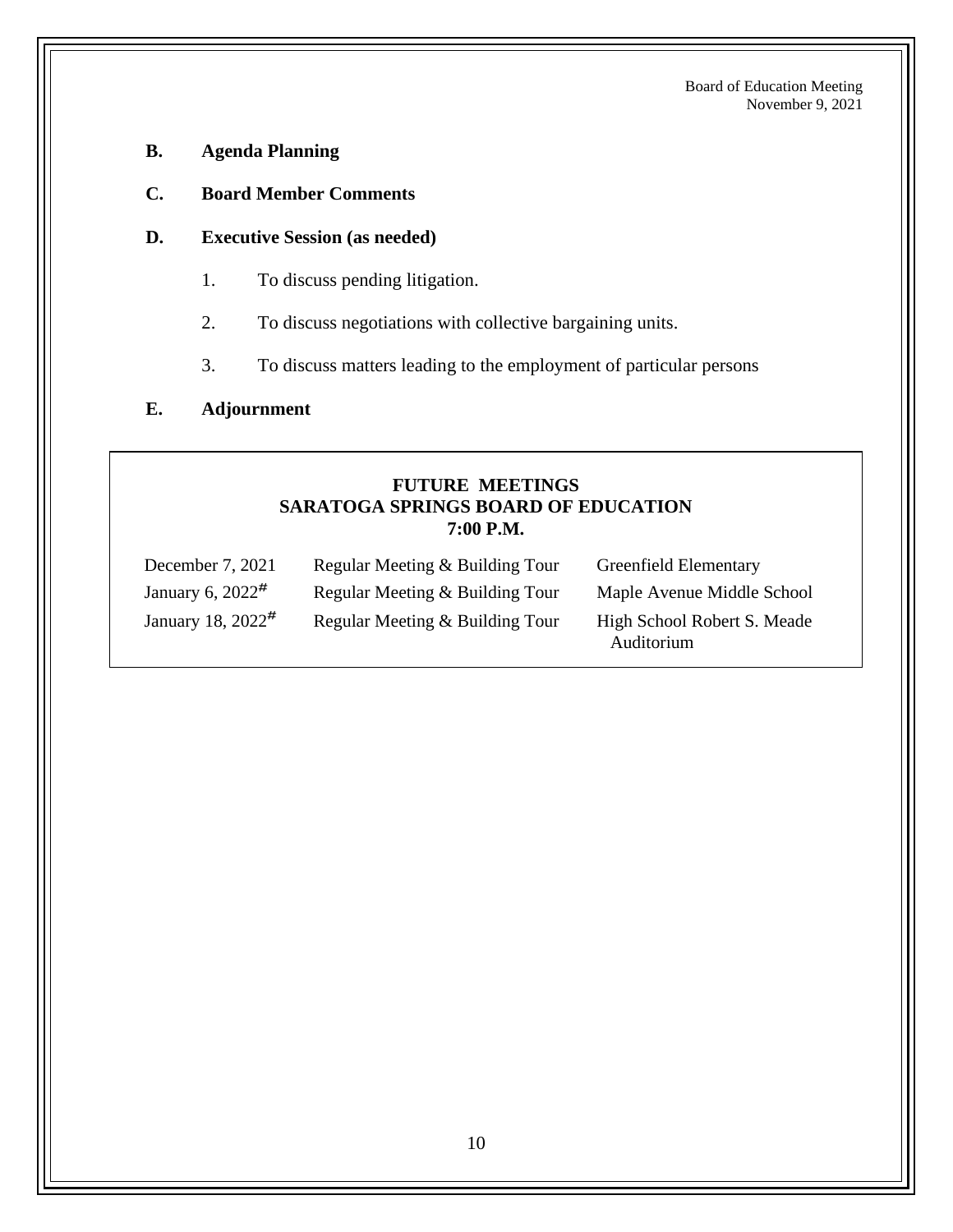**B. Agenda Planning**

**C. Board Member Comments**

**D. Executive Session (as needed)**

1. To discuss pending litigation.

2. To discuss negotiations with collective bargaining units.

3. To discuss matters leading to the employment of particular persons

**E. Adjournment**

**FUTURE MEETINGS**
**SARATOGA SPRINGS BOARD OF EDUCATION**
**7:00 P.M.**

| | | |
|---|---|---|
| December 7, 2021 | Regular Meeting & Building Tour | Greenfield Elementary |
| January 6, 2022# | Regular Meeting & Building Tour | Maple Avenue Middle School |
| January 18, 2022# | Regular Meeting & Building Tour | High School Robert S. Meade Auditorium |